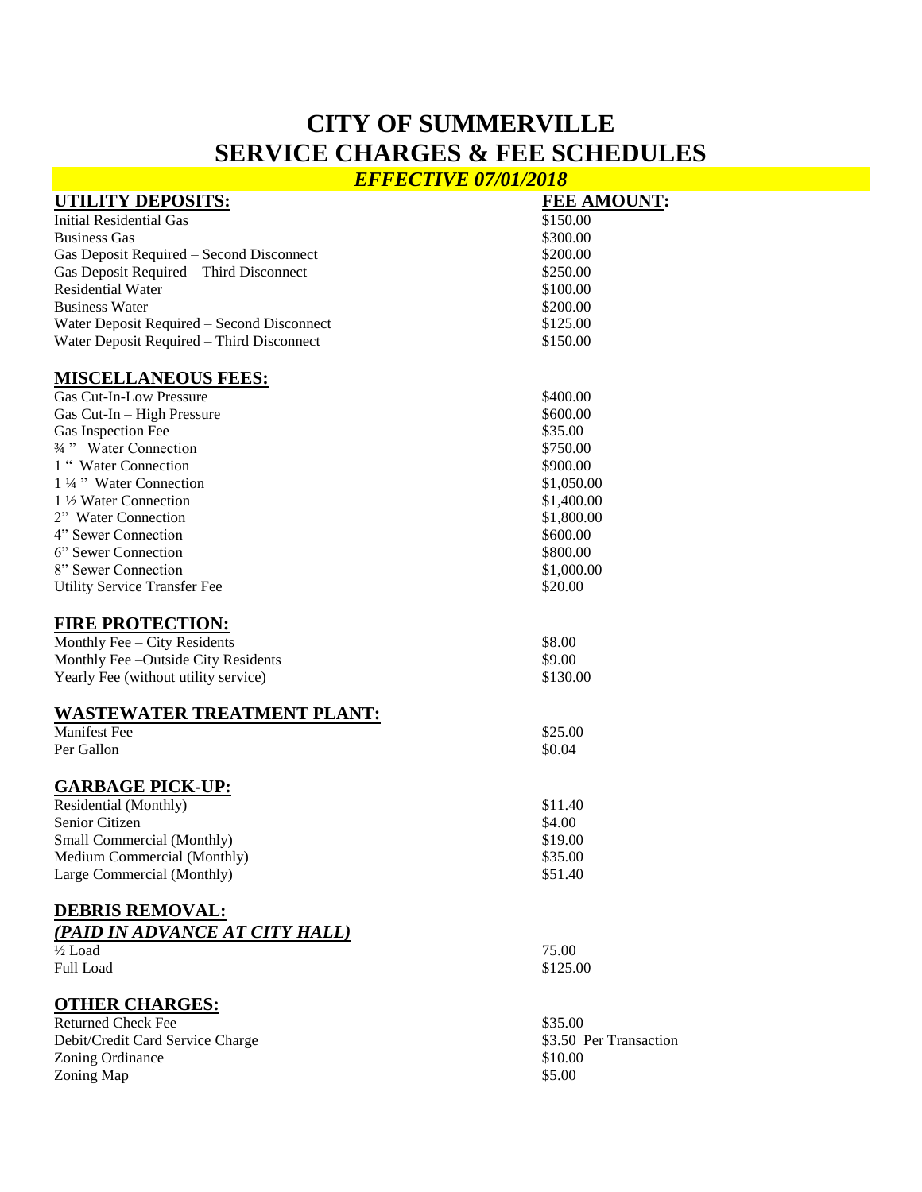# CITY OF SUMMERVILLE
# SERVICE CHARGES & FEE SCHEDULES

***EFFECTIVE 07/01/2018***

| **UTILITY DEPOSITS:** | **FEE AMOUNT:** |
|---|---|
| Initial Residential Gas | $150.00 |
| Business Gas | $300.00 |
| Gas Deposit Required – Second Disconnect | $200.00 |
| Gas Deposit Required – Third Disconnect | $250.00 |
| Residential Water | $100.00 |
| Business Water | $200.00 |
| Water Deposit Required – Second Disconnect | $125.00 |
| Water Deposit Required – Third Disconnect | $150.00 |

| **MISCELLANEOUS FEES:** | |
|---|---|
| Gas Cut-In-Low Pressure | $400.00 |
| Gas Cut-In – High Pressure | $600.00 |
| Gas Inspection Fee | $35.00 |
| ¾ " Water Connection | $750.00 |
| 1 " Water Connection | $900.00 |
| 1 ¼ " Water Connection | $1,050.00 |
| 1 ½ Water Connection | $1,400.00 |
| 2" Water Connection | $1,800.00 |
| 4" Sewer Connection | $600.00 |
| 6" Sewer Connection | $800.00 |
| 8" Sewer Connection | $1,000.00 |
| Utility Service Transfer Fee | $20.00 |

| **FIRE PROTECTION:** | |
|---|---|
| Monthly Fee – City Residents | $8.00 |
| Monthly Fee –Outside City Residents | $9.00 |
| Yearly Fee (without utility service) | $130.00 |

| **WASTEWATER TREATMENT PLANT:** | |
|---|---|
| Manifest Fee | $25.00 |
| Per Gallon | $0.04 |

| **GARBAGE PICK-UP:** | |
|---|---|
| Residential (Monthly) | $11.40 |
| Senior Citizen | $4.00 |
| Small Commercial (Monthly) | $19.00 |
| Medium Commercial (Monthly) | $35.00 |
| Large Commercial (Monthly) | $51.40 |

**DEBRIS REMOVAL:**

***(PAID IN ADVANCE AT CITY HALL)***

| | |
|---|---|
| ½ Load | 75.00 |
| Full Load | $125.00 |

| **OTHER CHARGES:** | |
|---|---|
| Returned Check Fee | $35.00 |
| Debit/Credit Card Service Charge | $3.50 Per Transaction |
| Zoning Ordinance | $10.00 |
| Zoning Map | $5.00 |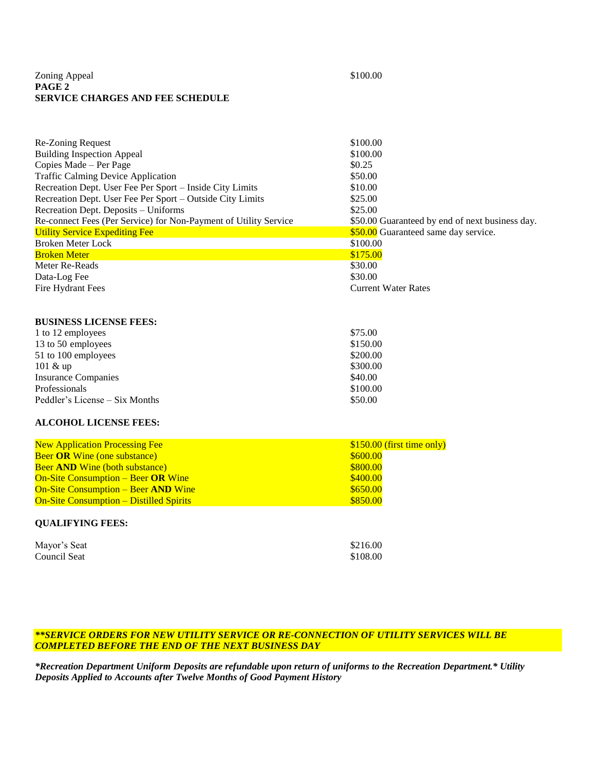| | |
|---|---|
| Zoning Appeal | $100.00 |

**PAGE 2**
**SERVICE CHARGES AND FEE SCHEDULE**

| | |
|---|---|
| Re-Zoning Request | $100.00 |
| Building Inspection Appeal | $100.00 |
| Copies Made – Per Page | $0.25 |
| Traffic Calming Device Application | $50.00 |
| Recreation Dept. User Fee Per Sport – Inside City Limits | $10.00 |
| Recreation Dept. User Fee Per Sport – Outside City Limits | $25.00 |
| Recreation Dept. Deposits – Uniforms | $25.00 |
| Re-connect Fees (Per Service) for Non-Payment of Utility Service | $50.00 Guaranteed by end of next business day. |
| Utility Service Expediting Fee | $50.00 Guaranteed same day service. |
| Broken Meter Lock | $100.00 |
| Broken Meter | $175.00 |
| Meter Re-Reads | $30.00 |
| Data-Log Fee | $30.00 |
| Fire Hydrant Fees | Current Water Rates |

**BUSINESS LICENSE FEES:**

| | |
|---|---|
| 1 to 12 employees | $75.00 |
| 13 to 50 employees | $150.00 |
| 51 to 100 employees | $200.00 |
| 101 & up | $300.00 |
| Insurance Companies | $40.00 |
| Professionals | $100.00 |
| Peddler's License – Six Months | $50.00 |

**ALCOHOL LICENSE FEES:**

| | |
|---|---|
| New Application Processing Fee | $150.00 (first time only) |
| Beer **OR** Wine (one substance) | $600.00 |
| Beer **AND** Wine (both substance) | $800.00 |
| On-Site Consumption – Beer **OR** Wine | $400.00 |
| On-Site Consumption – Beer **AND** Wine | $650.00 |
| On-Site Consumption – Distilled Spirits | $850.00 |

**QUALIFYING FEES:**

| | |
|---|---|
| Mayor's Seat | $216.00 |
| Council Seat | $108.00 |

***\*\*SERVICE ORDERS FOR NEW UTILITY SERVICE OR RE-CONNECTION OF UTILITY SERVICES WILL BE COMPLETED BEFORE THE END OF THE NEXT BUSINESS DAY***

***\*Recreation Department Uniform Deposits are refundable upon return of uniforms to the Recreation Department.\* Utility Deposits Applied to Accounts after Twelve Months of Good Payment History***